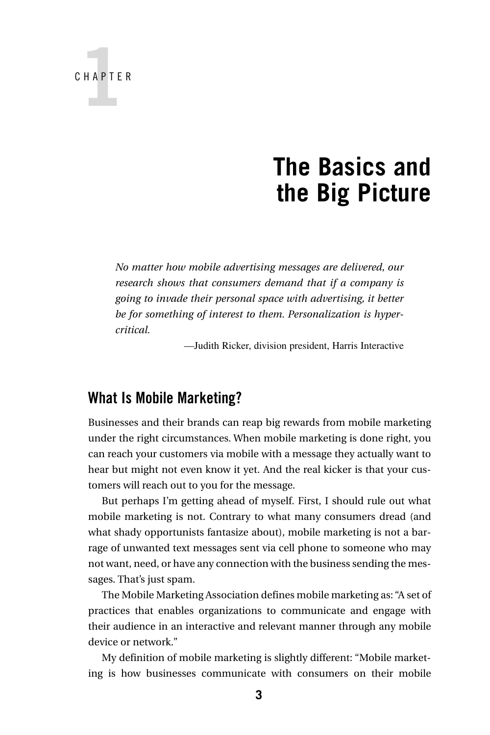# CHAPTER 1

# The Basics and the Big Picture

> *No matter how mobile advertising messages are delivered, our research shows that consumers demand that if a company is going to invade their personal space with advertising, it better be for something of interest to them. Personalization is hypercritical.*
>
> —Judith Ricker, division president, Harris Interactive

## What Is Mobile Marketing?

Businesses and their brands can reap big rewards from mobile marketing under the right circumstances. When mobile marketing is done right, you can reach your customers via mobile with a message they actually want to hear but might not even know it yet. And the real kicker is that your customers will reach out to you for the message.

But perhaps I'm getting ahead of myself. First, I should rule out what mobile marketing is not. Contrary to what many consumers dread (and what shady opportunists fantasize about), mobile marketing is not a barrage of unwanted text messages sent via cell phone to someone who may not want, need, or have any connection with the business sending the messages. That's just spam.

The Mobile Marketing Association defines mobile marketing as: "A set of practices that enables organizations to communicate and engage with their audience in an interactive and relevant manner through any mobile device or network."

My definition of mobile marketing is slightly different: "Mobile marketing is how businesses communicate with consumers on their mobile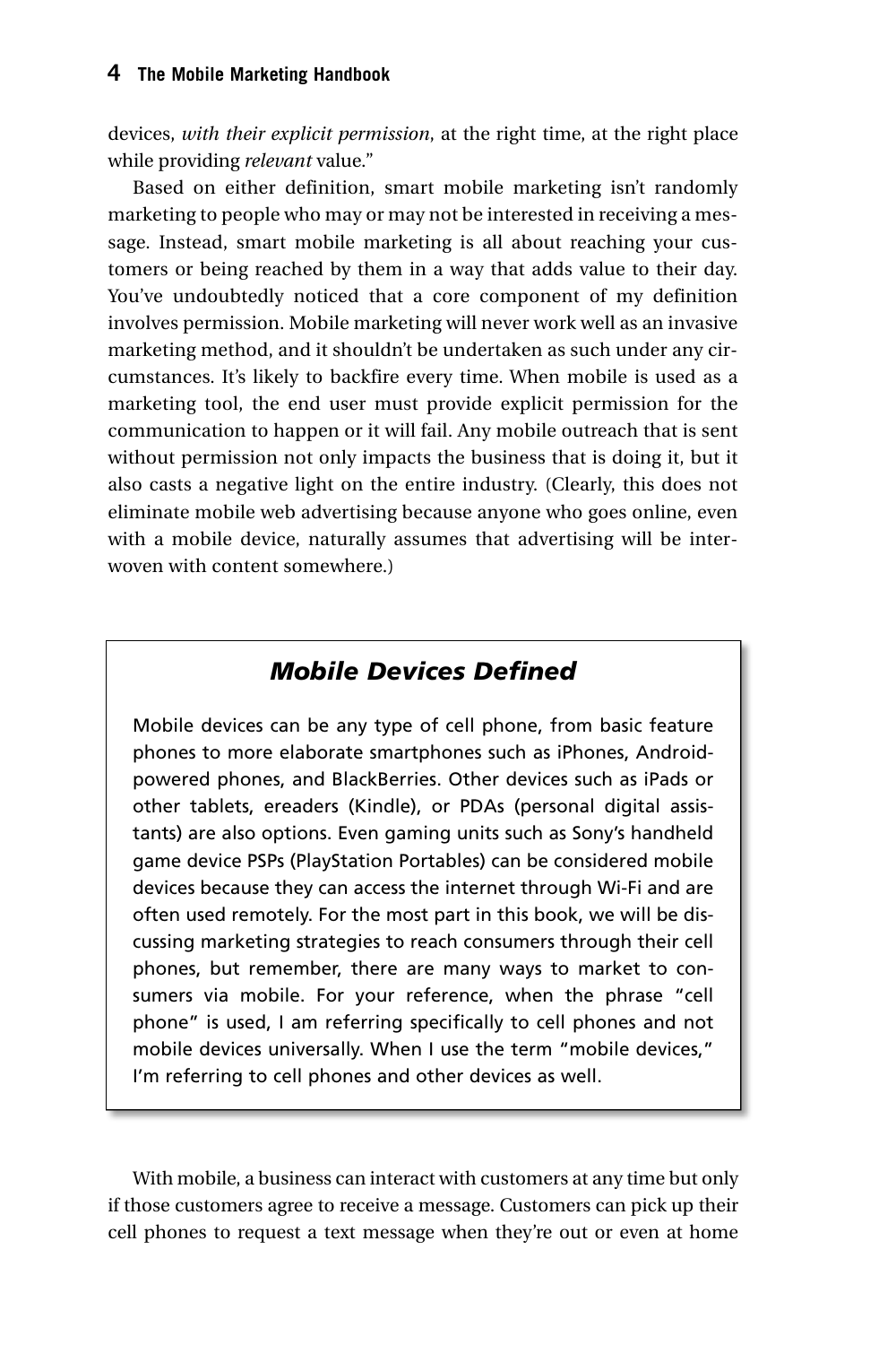devices, *with their explicit permission*, at the right time, at the right place while providing *relevant* value."

Based on either definition, smart mobile marketing isn't randomly marketing to people who may or may not be interested in receiving a message. Instead, smart mobile marketing is all about reaching your customers or being reached by them in a way that adds value to their day. You've undoubtedly noticed that a core component of my definition involves permission. Mobile marketing will never work well as an invasive marketing method, and it shouldn't be undertaken as such under any circumstances. It's likely to backfire every time. When mobile is used as a marketing tool, the end user must provide explicit permission for the communication to happen or it will fail. Any mobile outreach that is sent without permission not only impacts the business that is doing it, but it also casts a negative light on the entire industry. (Clearly, this does not eliminate mobile web advertising because anyone who goes online, even with a mobile device, naturally assumes that advertising will be interwoven with content somewhere.)

### *Mobile Devices Defined*

Mobile devices can be any type of cell phone, from basic feature phones to more elaborate smartphones such as iPhones, Android-powered phones, and BlackBerries. Other devices such as iPads or other tablets, ereaders (Kindle), or PDAs (personal digital assistants) are also options. Even gaming units such as Sony's handheld game device PSPs (PlayStation Portables) can be considered mobile devices because they can access the internet through Wi-Fi and are often used remotely. For the most part in this book, we will be discussing marketing strategies to reach consumers through their cell phones, but remember, there are many ways to market to consumers via mobile. For your reference, when the phrase "cell phone" is used, I am referring specifically to cell phones and not mobile devices universally. When I use the term "mobile devices," I'm referring to cell phones and other devices as well.

With mobile, a business can interact with customers at any time but only if those customers agree to receive a message. Customers can pick up their cell phones to request a text message when they're out or even at home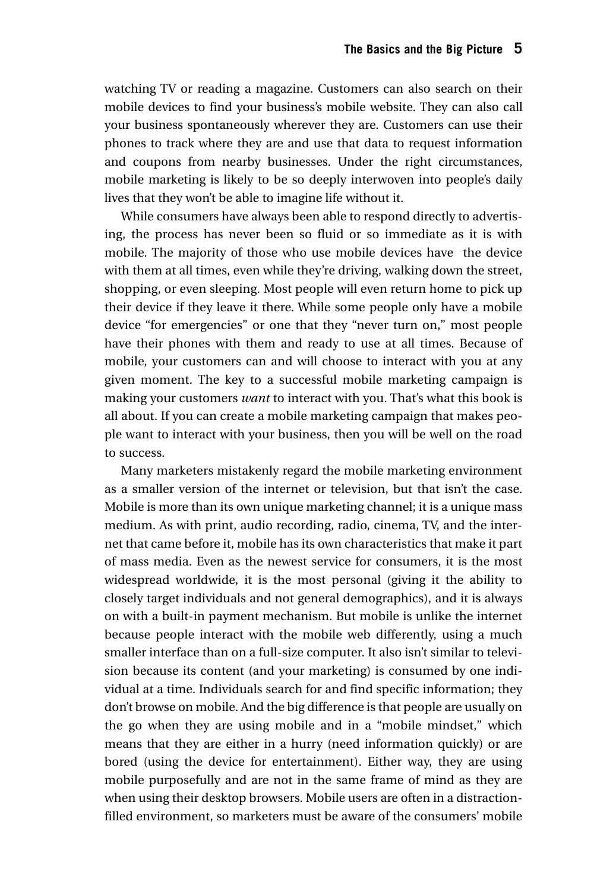watching TV or reading a magazine. Customers can also search on their mobile devices to find your business's mobile website. They can also call your business spontaneously wherever they are. Customers can use their phones to track where they are and use that data to request information and coupons from nearby businesses. Under the right circumstances, mobile marketing is likely to be so deeply interwoven into people's daily lives that they won't be able to imagine life without it.

While consumers have always been able to respond directly to advertising, the process has never been so fluid or so immediate as it is with mobile. The majority of those who use mobile devices have the device with them at all times, even while they're driving, walking down the street, shopping, or even sleeping. Most people will even return home to pick up their device if they leave it there. While some people only have a mobile device "for emergencies" or one that they "never turn on," most people have their phones with them and ready to use at all times. Because of mobile, your customers can and will choose to interact with you at any given moment. The key to a successful mobile marketing campaign is making your customers *want* to interact with you. That's what this book is all about. If you can create a mobile marketing campaign that makes people want to interact with your business, then you will be well on the road to success.

Many marketers mistakenly regard the mobile marketing environment as a smaller version of the internet or television, but that isn't the case. Mobile is more than its own unique marketing channel; it is a unique mass medium. As with print, audio recording, radio, cinema, TV, and the internet that came before it, mobile has its own characteristics that make it part of mass media. Even as the newest service for consumers, it is the most widespread worldwide, it is the most personal (giving it the ability to closely target individuals and not general demographics), and it is always on with a built-in payment mechanism. But mobile is unlike the internet because people interact with the mobile web differently, using a much smaller interface than on a full-size computer. It also isn't similar to television because its content (and your marketing) is consumed by one individual at a time. Individuals search for and find specific information; they don't browse on mobile. And the big difference is that people are usually on the go when they are using mobile and in a "mobile mindset," which means that they are either in a hurry (need information quickly) or are bored (using the device for entertainment). Either way, they are using mobile purposefully and are not in the same frame of mind as they are when using their desktop browsers. Mobile users are often in a distraction-filled environment, so marketers must be aware of the consumers' mobile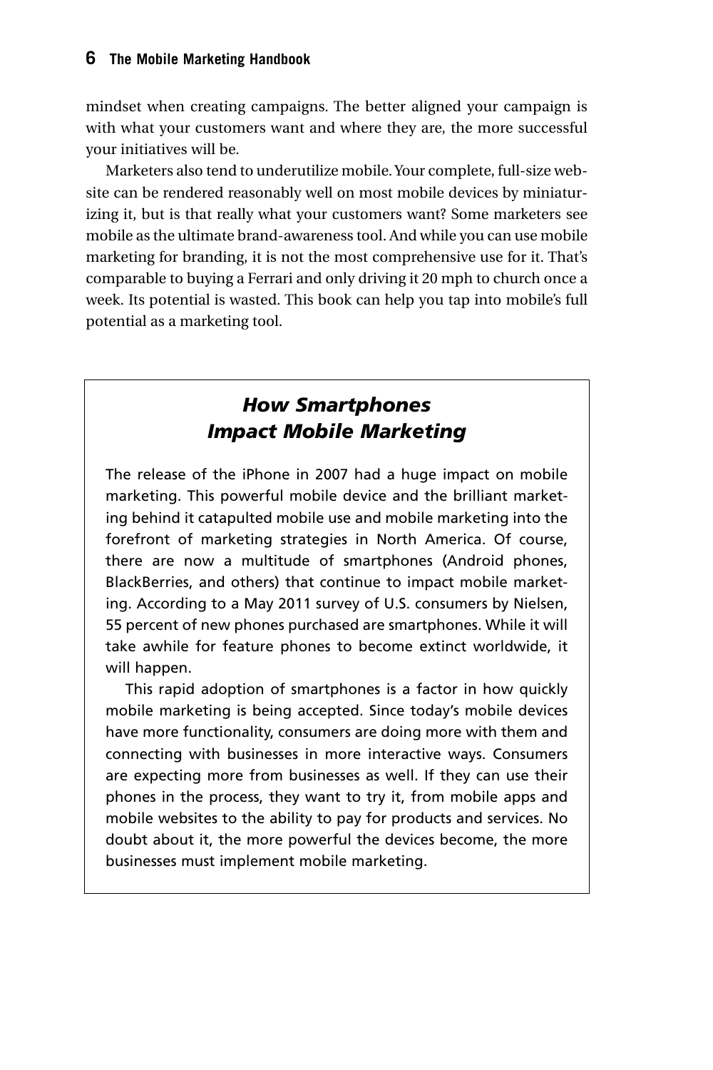mindset when creating campaigns. The better aligned your campaign is with what your customers want and where they are, the more successful your initiatives will be.

Marketers also tend to underutilize mobile. Your complete, full-size website can be rendered reasonably well on most mobile devices by miniaturizing it, but is that really what your customers want? Some marketers see mobile as the ultimate brand-awareness tool. And while you can use mobile marketing for branding, it is not the most comprehensive use for it. That's comparable to buying a Ferrari and only driving it 20 mph to church once a week. Its potential is wasted. This book can help you tap into mobile's full potential as a marketing tool.

## *How Smartphones Impact Mobile Marketing*

The release of the iPhone in 2007 had a huge impact on mobile marketing. This powerful mobile device and the brilliant marketing behind it catapulted mobile use and mobile marketing into the forefront of marketing strategies in North America. Of course, there are now a multitude of smartphones (Android phones, BlackBerries, and others) that continue to impact mobile marketing. According to a May 2011 survey of U.S. consumers by Nielsen, 55 percent of new phones purchased are smartphones. While it will take awhile for feature phones to become extinct worldwide, it will happen.

This rapid adoption of smartphones is a factor in how quickly mobile marketing is being accepted. Since today's mobile devices have more functionality, consumers are doing more with them and connecting with businesses in more interactive ways. Consumers are expecting more from businesses as well. If they can use their phones in the process, they want to try it, from mobile apps and mobile websites to the ability to pay for products and services. No doubt about it, the more powerful the devices become, the more businesses must implement mobile marketing.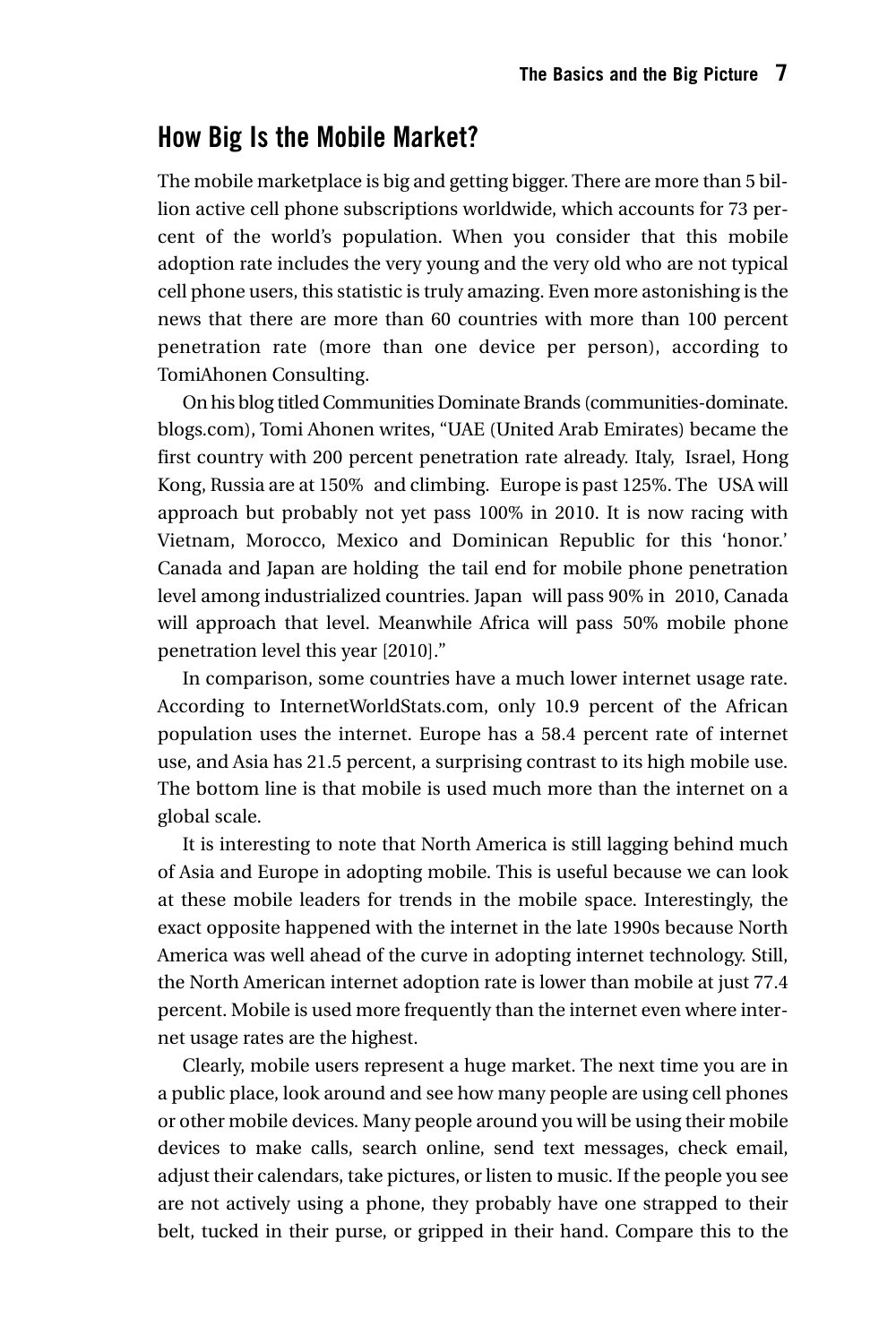## How Big Is the Mobile Market?

The mobile marketplace is big and getting bigger. There are more than 5 billion active cell phone subscriptions worldwide, which accounts for 73 percent of the world's population. When you consider that this mobile adoption rate includes the very young and the very old who are not typical cell phone users, this statistic is truly amazing. Even more astonishing is the news that there are more than 60 countries with more than 100 percent penetration rate (more than one device per person), according to TomiAhonen Consulting.

On his blog titled Communities Dominate Brands (communities-dominate.blogs.com), Tomi Ahonen writes, "UAE (United Arab Emirates) became the first country with 200 percent penetration rate already. Italy, Israel, Hong Kong, Russia are at 150% and climbing. Europe is past 125%. The USA will approach but probably not yet pass 100% in 2010. It is now racing with Vietnam, Morocco, Mexico and Dominican Republic for this 'honor.' Canada and Japan are holding the tail end for mobile phone penetration level among industrialized countries. Japan will pass 90% in 2010, Canada will approach that level. Meanwhile Africa will pass 50% mobile phone penetration level this year [2010]."

In comparison, some countries have a much lower internet usage rate. According to InternetWorldStats.com, only 10.9 percent of the African population uses the internet. Europe has a 58.4 percent rate of internet use, and Asia has 21.5 percent, a surprising contrast to its high mobile use. The bottom line is that mobile is used much more than the internet on a global scale.

It is interesting to note that North America is still lagging behind much of Asia and Europe in adopting mobile. This is useful because we can look at these mobile leaders for trends in the mobile space. Interestingly, the exact opposite happened with the internet in the late 1990s because North America was well ahead of the curve in adopting internet technology. Still, the North American internet adoption rate is lower than mobile at just 77.4 percent. Mobile is used more frequently than the internet even where internet usage rates are the highest.

Clearly, mobile users represent a huge market. The next time you are in a public place, look around and see how many people are using cell phones or other mobile devices. Many people around you will be using their mobile devices to make calls, search online, send text messages, check email, adjust their calendars, take pictures, or listen to music. If the people you see are not actively using a phone, they probably have one strapped to their belt, tucked in their purse, or gripped in their hand. Compare this to the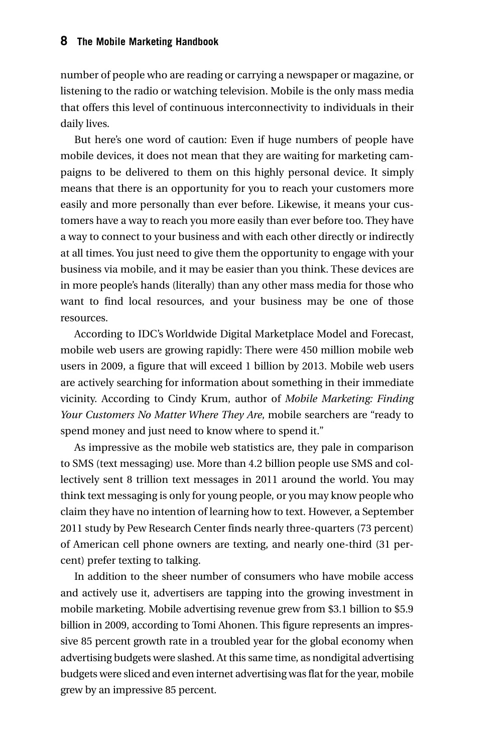number of people who are reading or carrying a newspaper or magazine, or listening to the radio or watching television. Mobile is the only mass media that offers this level of continuous interconnectivity to individuals in their daily lives.

But here's one word of caution: Even if huge numbers of people have mobile devices, it does not mean that they are waiting for marketing campaigns to be delivered to them on this highly personal device. It simply means that there is an opportunity for you to reach your customers more easily and more personally than ever before. Likewise, it means your customers have a way to reach you more easily than ever before too. They have a way to connect to your business and with each other directly or indirectly at all times. You just need to give them the opportunity to engage with your business via mobile, and it may be easier than you think. These devices are in more people's hands (literally) than any other mass media for those who want to find local resources, and your business may be one of those resources.

According to IDC's Worldwide Digital Marketplace Model and Forecast, mobile web users are growing rapidly: There were 450 million mobile web users in 2009, a figure that will exceed 1 billion by 2013. Mobile web users are actively searching for information about something in their immediate vicinity. According to Cindy Krum, author of *Mobile Marketing: Finding Your Customers No Matter Where They Are*, mobile searchers are "ready to spend money and just need to know where to spend it."

As impressive as the mobile web statistics are, they pale in comparison to SMS (text messaging) use. More than 4.2 billion people use SMS and collectively sent 8 trillion text messages in 2011 around the world. You may think text messaging is only for young people, or you may know people who claim they have no intention of learning how to text. However, a September 2011 study by Pew Research Center finds nearly three-quarters (73 percent) of American cell phone owners are texting, and nearly one-third (31 percent) prefer texting to talking.

In addition to the sheer number of consumers who have mobile access and actively use it, advertisers are tapping into the growing investment in mobile marketing. Mobile advertising revenue grew from $3.1 billion to $5.9 billion in 2009, according to Tomi Ahonen. This figure represents an impressive 85 percent growth rate in a troubled year for the global economy when advertising budgets were slashed. At this same time, as nondigital advertising budgets were sliced and even internet advertising was flat for the year, mobile grew by an impressive 85 percent.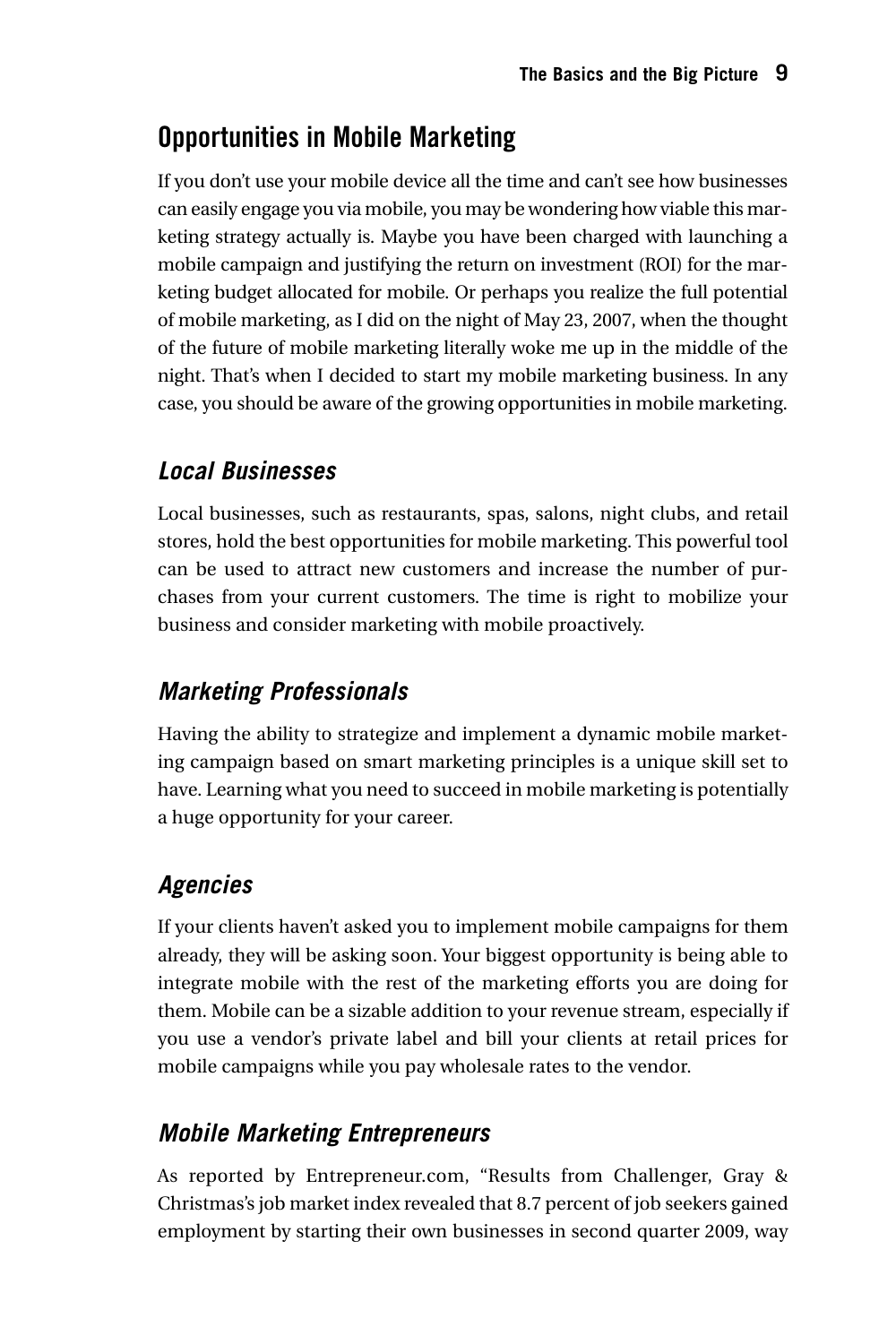## Opportunities in Mobile Marketing

If you don't use your mobile device all the time and can't see how businesses can easily engage you via mobile, you may be wondering how viable this marketing strategy actually is. Maybe you have been charged with launching a mobile campaign and justifying the return on investment (ROI) for the marketing budget allocated for mobile. Or perhaps you realize the full potential of mobile marketing, as I did on the night of May 23, 2007, when the thought of the future of mobile marketing literally woke me up in the middle of the night. That's when I decided to start my mobile marketing business. In any case, you should be aware of the growing opportunities in mobile marketing.

### *Local Businesses*

Local businesses, such as restaurants, spas, salons, night clubs, and retail stores, hold the best opportunities for mobile marketing. This powerful tool can be used to attract new customers and increase the number of purchases from your current customers. The time is right to mobilize your business and consider marketing with mobile proactively.

### *Marketing Professionals*

Having the ability to strategize and implement a dynamic mobile marketing campaign based on smart marketing principles is a unique skill set to have. Learning what you need to succeed in mobile marketing is potentially a huge opportunity for your career.

### *Agencies*

If your clients haven't asked you to implement mobile campaigns for them already, they will be asking soon. Your biggest opportunity is being able to integrate mobile with the rest of the marketing efforts you are doing for them. Mobile can be a sizable addition to your revenue stream, especially if you use a vendor's private label and bill your clients at retail prices for mobile campaigns while you pay wholesale rates to the vendor.

### *Mobile Marketing Entrepreneurs*

As reported by Entrepreneur.com, "Results from Challenger, Gray & Christmas's job market index revealed that 8.7 percent of job seekers gained employment by starting their own businesses in second quarter 2009, way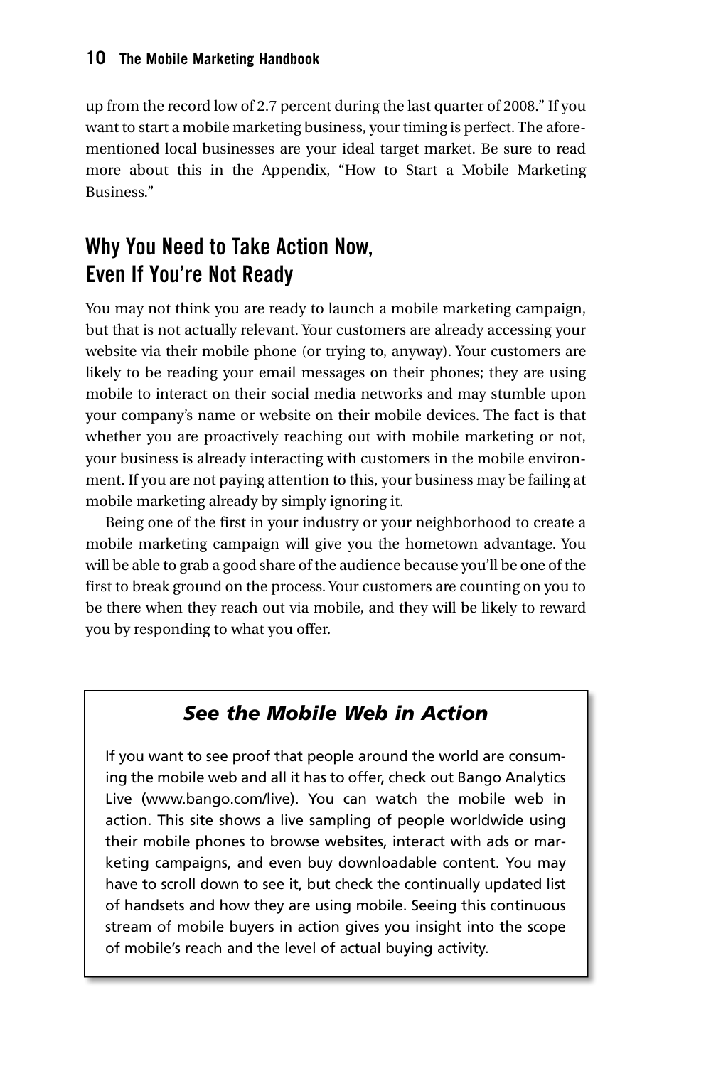up from the record low of 2.7 percent during the last quarter of 2008." If you want to start a mobile marketing business, your timing is perfect. The aforementioned local businesses are your ideal target market. Be sure to read more about this in the Appendix, "How to Start a Mobile Marketing Business."

## Why You Need to Take Action Now, Even If You're Not Ready

You may not think you are ready to launch a mobile marketing campaign, but that is not actually relevant. Your customers are already accessing your website via their mobile phone (or trying to, anyway). Your customers are likely to be reading your email messages on their phones; they are using mobile to interact on their social media networks and may stumble upon your company's name or website on their mobile devices. The fact is that whether you are proactively reaching out with mobile marketing or not, your business is already interacting with customers in the mobile environment. If you are not paying attention to this, your business may be failing at mobile marketing already by simply ignoring it.

Being one of the first in your industry or your neighborhood to create a mobile marketing campaign will give you the hometown advantage. You will be able to grab a good share of the audience because you'll be one of the first to break ground on the process. Your customers are counting on you to be there when they reach out via mobile, and they will be likely to reward you by responding to what you offer.

> ### *See the Mobile Web in Action*
>
> If you want to see proof that people around the world are consuming the mobile web and all it has to offer, check out Bango Analytics Live (www.bango.com/live). You can watch the mobile web in action. This site shows a live sampling of people worldwide using their mobile phones to browse websites, interact with ads or marketing campaigns, and even buy downloadable content. You may have to scroll down to see it, but check the continually updated list of handsets and how they are using mobile. Seeing this continuous stream of mobile buyers in action gives you insight into the scope of mobile's reach and the level of actual buying activity.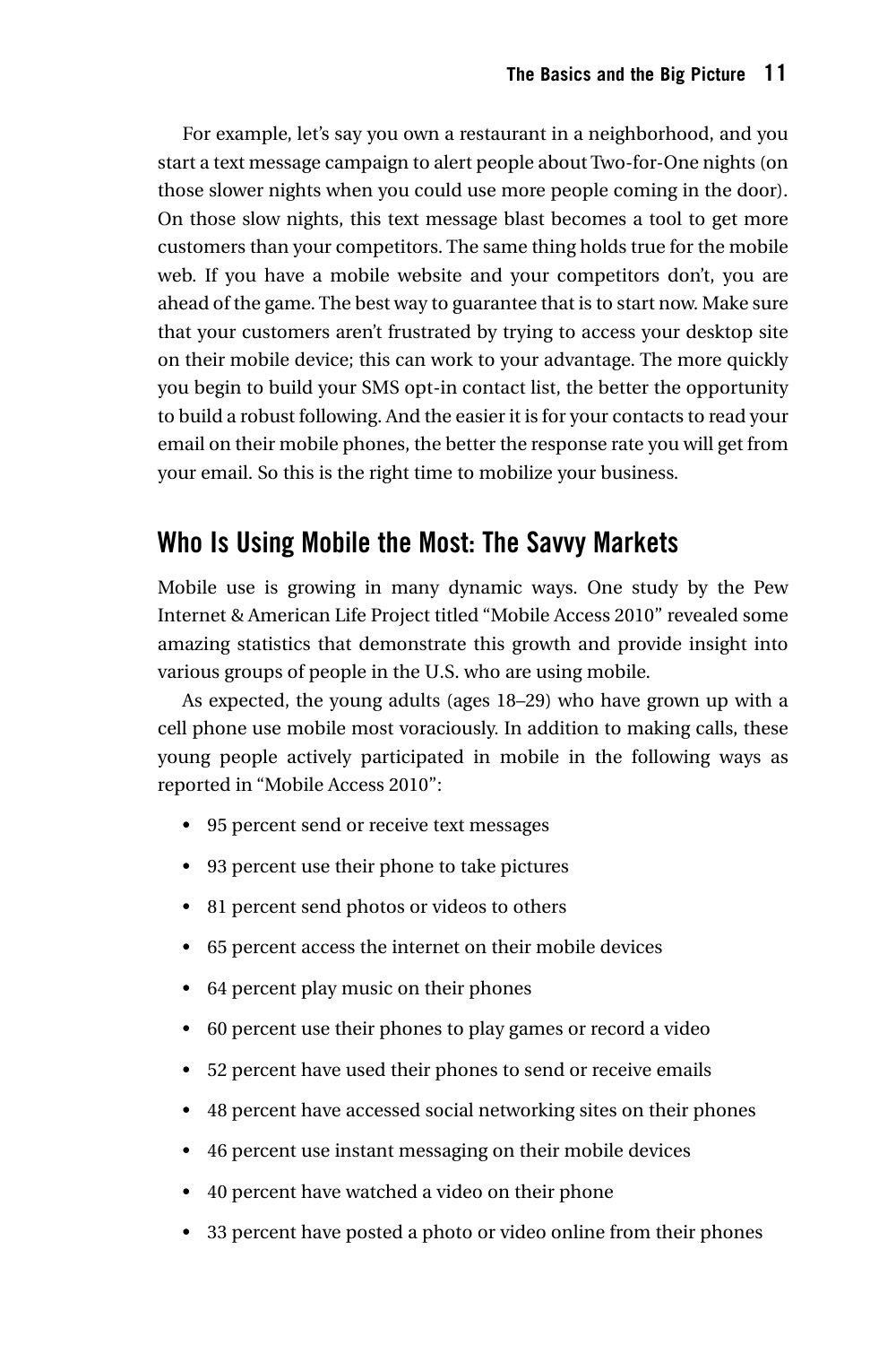For example, let's say you own a restaurant in a neighborhood, and you start a text message campaign to alert people about Two-for-One nights (on those slower nights when you could use more people coming in the door). On those slow nights, this text message blast becomes a tool to get more customers than your competitors. The same thing holds true for the mobile web. If you have a mobile website and your competitors don't, you are ahead of the game. The best way to guarantee that is to start now. Make sure that your customers aren't frustrated by trying to access your desktop site on their mobile device; this can work to your advantage. The more quickly you begin to build your SMS opt-in contact list, the better the opportunity to build a robust following. And the easier it is for your contacts to read your email on their mobile phones, the better the response rate you will get from your email. So this is the right time to mobilize your business.

## Who Is Using Mobile the Most: The Savvy Markets

Mobile use is growing in many dynamic ways. One study by the Pew Internet & American Life Project titled "Mobile Access 2010" revealed some amazing statistics that demonstrate this growth and provide insight into various groups of people in the U.S. who are using mobile.

As expected, the young adults (ages 18–29) who have grown up with a cell phone use mobile most voraciously. In addition to making calls, these young people actively participated in mobile in the following ways as reported in "Mobile Access 2010":

- 95 percent send or receive text messages
- 93 percent use their phone to take pictures
- 81 percent send photos or videos to others
- 65 percent access the internet on their mobile devices
- 64 percent play music on their phones
- 60 percent use their phones to play games or record a video
- 52 percent have used their phones to send or receive emails
- 48 percent have accessed social networking sites on their phones
- 46 percent use instant messaging on their mobile devices
- 40 percent have watched a video on their phone
- 33 percent have posted a photo or video online from their phones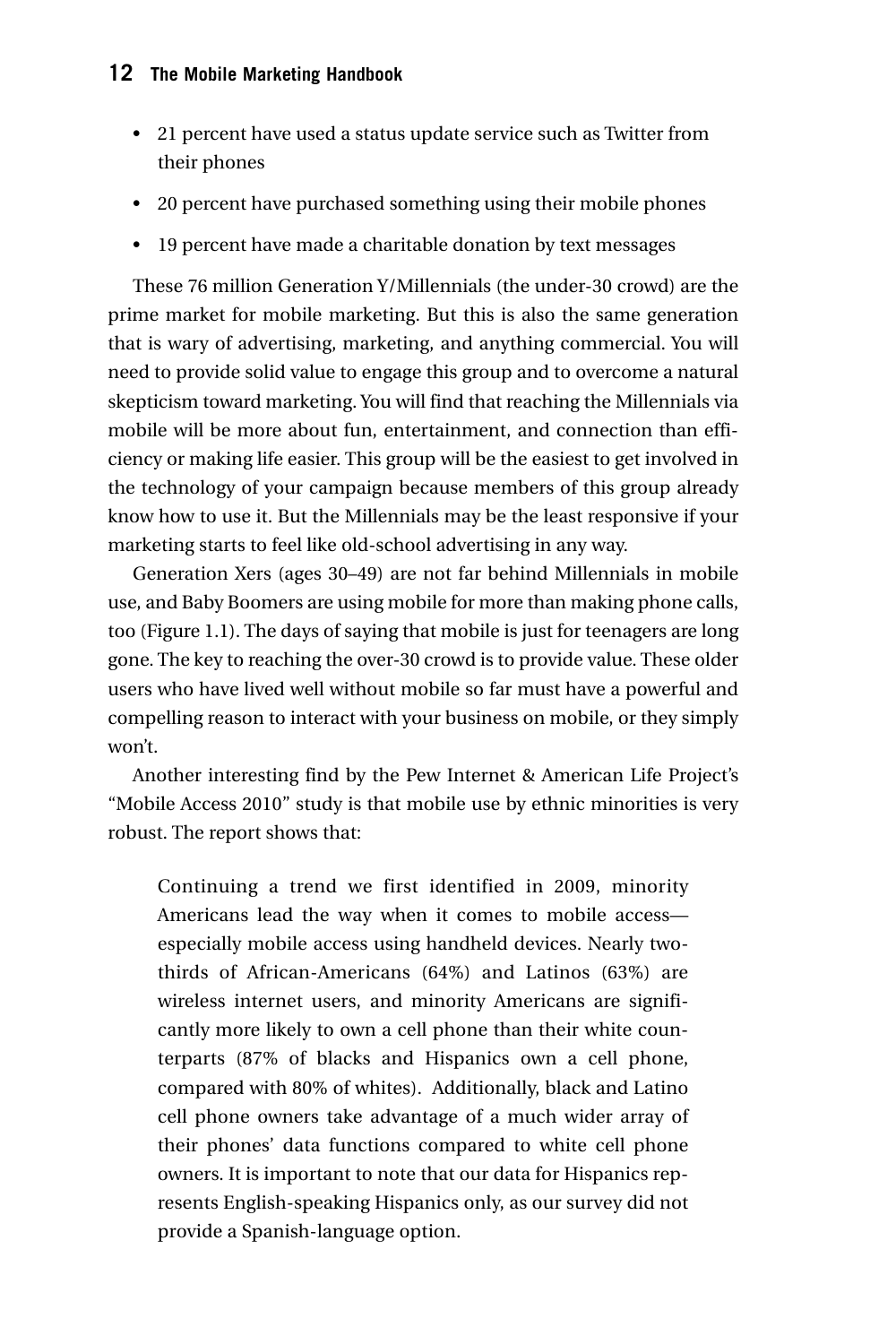- 21 percent have used a status update service such as Twitter from their phones
- 20 percent have purchased something using their mobile phones
- 19 percent have made a charitable donation by text messages

These 76 million Generation Y/Millennials (the under-30 crowd) are the prime market for mobile marketing. But this is also the same generation that is wary of advertising, marketing, and anything commercial. You will need to provide solid value to engage this group and to overcome a natural skepticism toward marketing. You will find that reaching the Millennials via mobile will be more about fun, entertainment, and connection than efficiency or making life easier. This group will be the easiest to get involved in the technology of your campaign because members of this group already know how to use it. But the Millennials may be the least responsive if your marketing starts to feel like old-school advertising in any way.

Generation Xers (ages 30–49) are not far behind Millennials in mobile use, and Baby Boomers are using mobile for more than making phone calls, too (Figure 1.1). The days of saying that mobile is just for teenagers are long gone. The key to reaching the over-30 crowd is to provide value. These older users who have lived well without mobile so far must have a powerful and compelling reason to interact with your business on mobile, or they simply won't.

Another interesting find by the Pew Internet & American Life Project's "Mobile Access 2010" study is that mobile use by ethnic minorities is very robust. The report shows that:

> Continuing a trend we first identified in 2009, minority Americans lead the way when it comes to mobile access—especially mobile access using handheld devices. Nearly two-thirds of African-Americans (64%) and Latinos (63%) are wireless internet users, and minority Americans are significantly more likely to own a cell phone than their white counterparts (87% of blacks and Hispanics own a cell phone, compared with 80% of whites). Additionally, black and Latino cell phone owners take advantage of a much wider array of their phones' data functions compared to white cell phone owners. It is important to note that our data for Hispanics represents English-speaking Hispanics only, as our survey did not provide a Spanish-language option.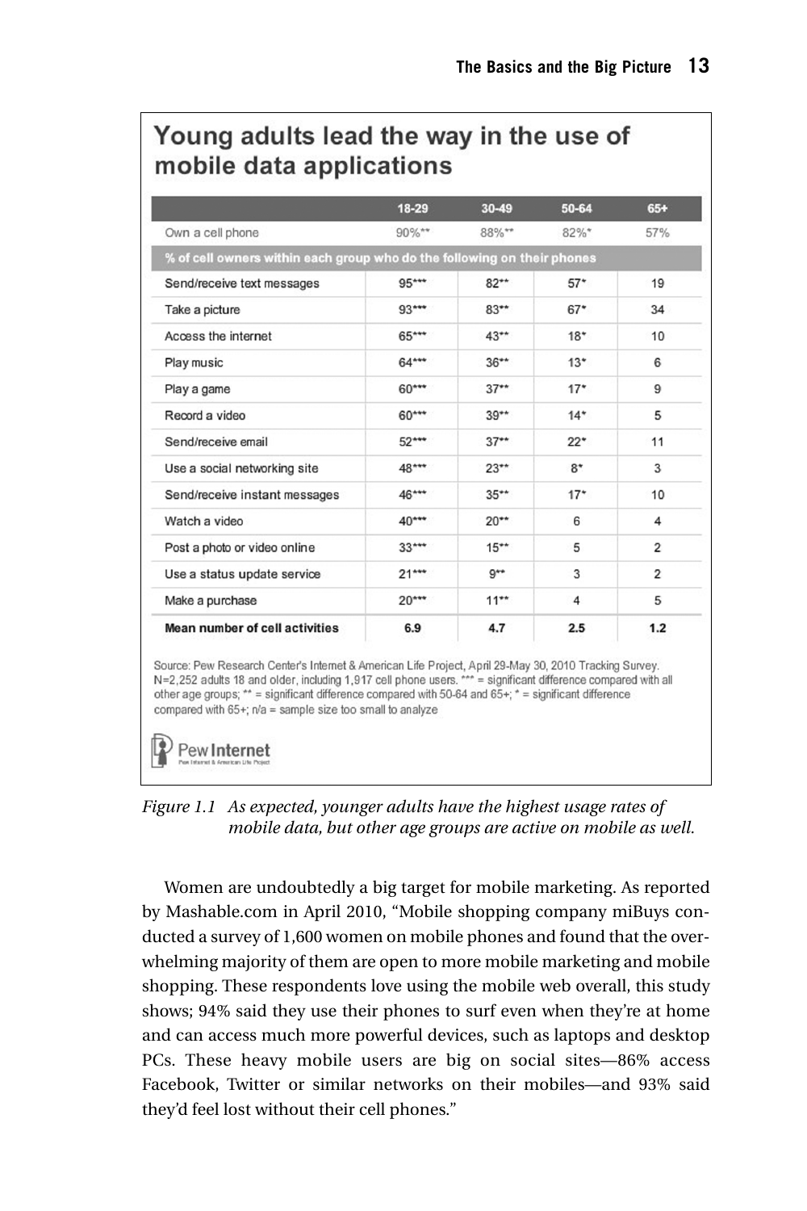## Young adults lead the way in the use of mobile data applications

| | 18-29 | 30-49 | 50-64 | 65+ |
|---|---|---|---|---|
| Own a cell phone | 90%** | 88%** | 82%* | 57% |
| **% of cell owners within each group who do the following on their phones** | | | | |
| Send/receive text messages | 95*** | 82** | 57* | 19 |
| Take a picture | 93*** | 83** | 67* | 34 |
| Access the internet | 65*** | 43** | 18* | 10 |
| Play music | 64*** | 36** | 13* | 6 |
| Play a game | 60*** | 37** | 17* | 9 |
| Record a video | 60*** | 39** | 14* | 5 |
| Send/receive email | 52*** | 37** | 22* | 11 |
| Use a social networking site | 48*** | 23** | 8* | 3 |
| Send/receive instant messages | 46*** | 35** | 17* | 10 |
| Watch a video | 40*** | 20** | 6 | 4 |
| Post a photo or video online | 33*** | 15** | 5 | 2 |
| Use a status update service | 21*** | 9** | 3 | 2 |
| Make a purchase | 20*** | 11** | 4 | 5 |
| **Mean number of cell activities** | **6.9** | **4.7** | **2.5** | **1.2** |

Source: Pew Research Center's Internet & American Life Project, April 29-May 30, 2010 Tracking Survey. N=2,252 adults 18 and older, including 1,917 cell phone users. *** = significant difference compared with all other age groups; ** = significant difference compared with 50-64 and 65+; * = significant difference compared with 65+; n/a = sample size too small to analyze

Pew Internet

*Figure 1.1 As expected, younger adults have the highest usage rates of mobile data, but other age groups are active on mobile as well.*

Women are undoubtedly a big target for mobile marketing. As reported by Mashable.com in April 2010, "Mobile shopping company miBuys conducted a survey of 1,600 women on mobile phones and found that the overwhelming majority of them are open to more mobile marketing and mobile shopping. These respondents love using the mobile web overall, this study shows; 94% said they use their phones to surf even when they're at home and can access much more powerful devices, such as laptops and desktop PCs. These heavy mobile users are big on social sites—86% access Facebook, Twitter or similar networks on their mobiles—and 93% said they'd feel lost without their cell phones."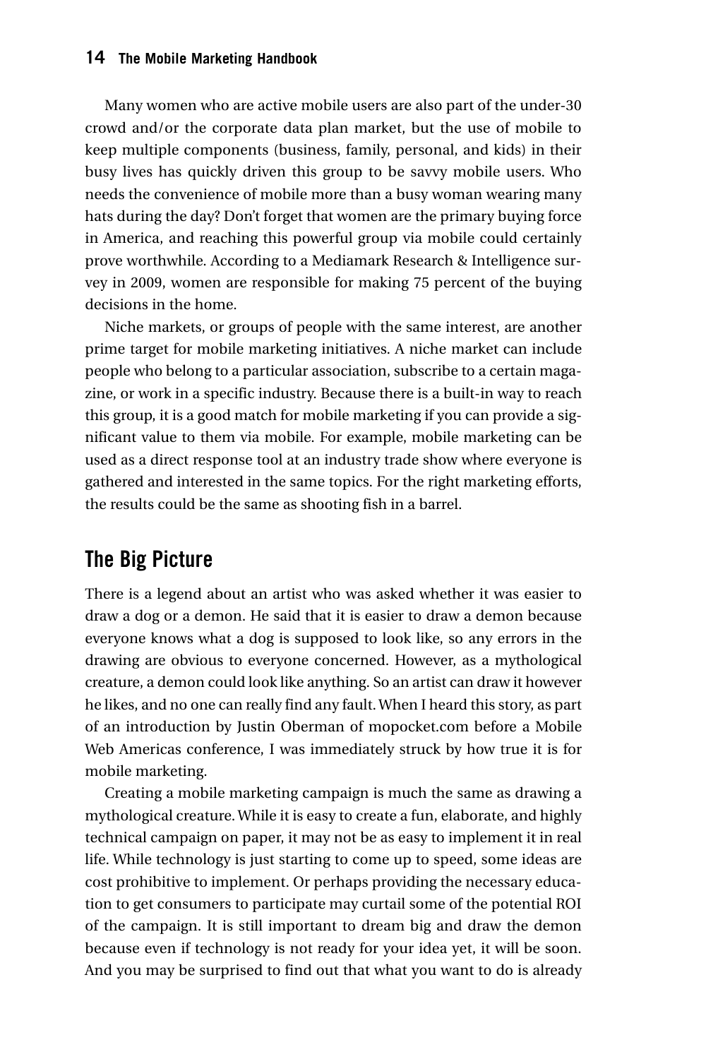Many women who are active mobile users are also part of the under-30 crowd and/or the corporate data plan market, but the use of mobile to keep multiple components (business, family, personal, and kids) in their busy lives has quickly driven this group to be savvy mobile users. Who needs the convenience of mobile more than a busy woman wearing many hats during the day? Don't forget that women are the primary buying force in America, and reaching this powerful group via mobile could certainly prove worthwhile. According to a Mediamark Research & Intelligence survey in 2009, women are responsible for making 75 percent of the buying decisions in the home.

Niche markets, or groups of people with the same interest, are another prime target for mobile marketing initiatives. A niche market can include people who belong to a particular association, subscribe to a certain magazine, or work in a specific industry. Because there is a built-in way to reach this group, it is a good match for mobile marketing if you can provide a significant value to them via mobile. For example, mobile marketing can be used as a direct response tool at an industry trade show where everyone is gathered and interested in the same topics. For the right marketing efforts, the results could be the same as shooting fish in a barrel.

## The Big Picture

There is a legend about an artist who was asked whether it was easier to draw a dog or a demon. He said that it is easier to draw a demon because everyone knows what a dog is supposed to look like, so any errors in the drawing are obvious to everyone concerned. However, as a mythological creature, a demon could look like anything. So an artist can draw it however he likes, and no one can really find any fault. When I heard this story, as part of an introduction by Justin Oberman of mopocket.com before a Mobile Web Americas conference, I was immediately struck by how true it is for mobile marketing.

Creating a mobile marketing campaign is much the same as drawing a mythological creature. While it is easy to create a fun, elaborate, and highly technical campaign on paper, it may not be as easy to implement it in real life. While technology is just starting to come up to speed, some ideas are cost prohibitive to implement. Or perhaps providing the necessary education to get consumers to participate may curtail some of the potential ROI of the campaign. It is still important to dream big and draw the demon because even if technology is not ready for your idea yet, it will be soon. And you may be surprised to find out that what you want to do is already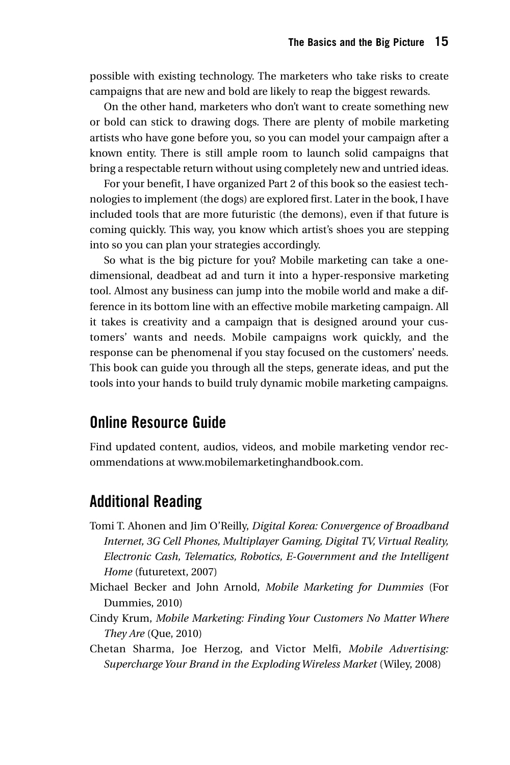possible with existing technology. The marketers who take risks to create campaigns that are new and bold are likely to reap the biggest rewards.

On the other hand, marketers who don't want to create something new or bold can stick to drawing dogs. There are plenty of mobile marketing artists who have gone before you, so you can model your campaign after a known entity. There is still ample room to launch solid campaigns that bring a respectable return without using completely new and untried ideas.

For your benefit, I have organized Part 2 of this book so the easiest technologies to implement (the dogs) are explored first. Later in the book, I have included tools that are more futuristic (the demons), even if that future is coming quickly. This way, you know which artist's shoes you are stepping into so you can plan your strategies accordingly.

So what is the big picture for you? Mobile marketing can take a one-dimensional, deadbeat ad and turn it into a hyper-responsive marketing tool. Almost any business can jump into the mobile world and make a difference in its bottom line with an effective mobile marketing campaign. All it takes is creativity and a campaign that is designed around your customers' wants and needs. Mobile campaigns work quickly, and the response can be phenomenal if you stay focused on the customers' needs. This book can guide you through all the steps, generate ideas, and put the tools into your hands to build truly dynamic mobile marketing campaigns.

## Online Resource Guide

Find updated content, audios, videos, and mobile marketing vendor recommendations at www.mobilemarketinghandbook.com.

## Additional Reading

Tomi T. Ahonen and Jim O'Reilly, *Digital Korea: Convergence of Broadband Internet, 3G Cell Phones, Multiplayer Gaming, Digital TV, Virtual Reality, Electronic Cash, Telematics, Robotics, E-Government and the Intelligent Home* (futuretext, 2007)

Michael Becker and John Arnold, *Mobile Marketing for Dummies* (For Dummies, 2010)

Cindy Krum, *Mobile Marketing: Finding Your Customers No Matter Where They Are* (Que, 2010)

Chetan Sharma, Joe Herzog, and Victor Melfi, *Mobile Advertising: Supercharge Your Brand in the Exploding Wireless Market* (Wiley, 2008)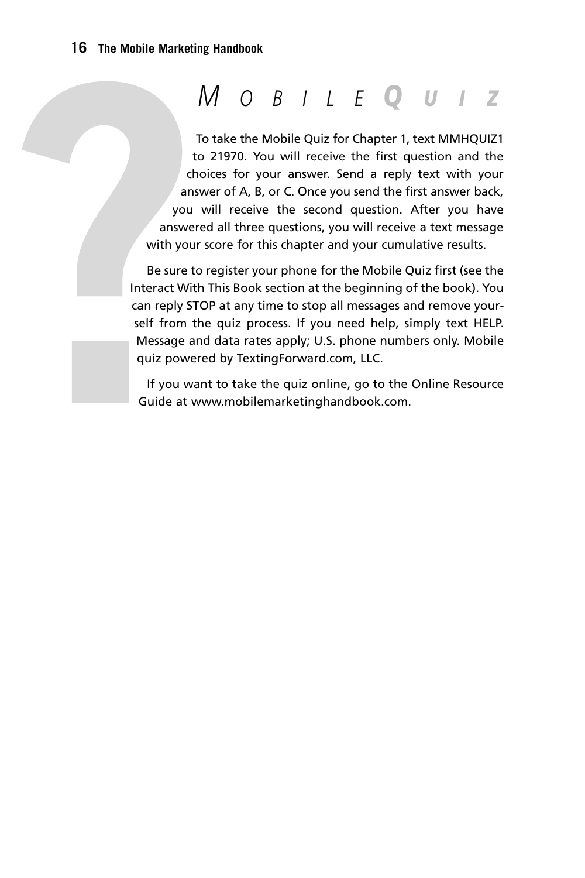# Mobile Quiz

To take the Mobile Quiz for Chapter 1, text MMHQUIZ1 to 21970. You will receive the first question and the choices for your answer. Send a reply text with your answer of A, B, or C. Once you send the first answer back, you will receive the second question. After you have answered all three questions, you will receive a text message with your score for this chapter and your cumulative results.

Be sure to register your phone for the Mobile Quiz first (see the Interact With This Book section at the beginning of the book). You can reply STOP at any time to stop all messages and remove yourself from the quiz process. If you need help, simply text HELP. Message and data rates apply; U.S. phone numbers only. Mobile quiz powered by TextingForward.com, LLC.

If you want to take the quiz online, go to the Online Resource Guide at www.mobilemarketinghandbook.com.